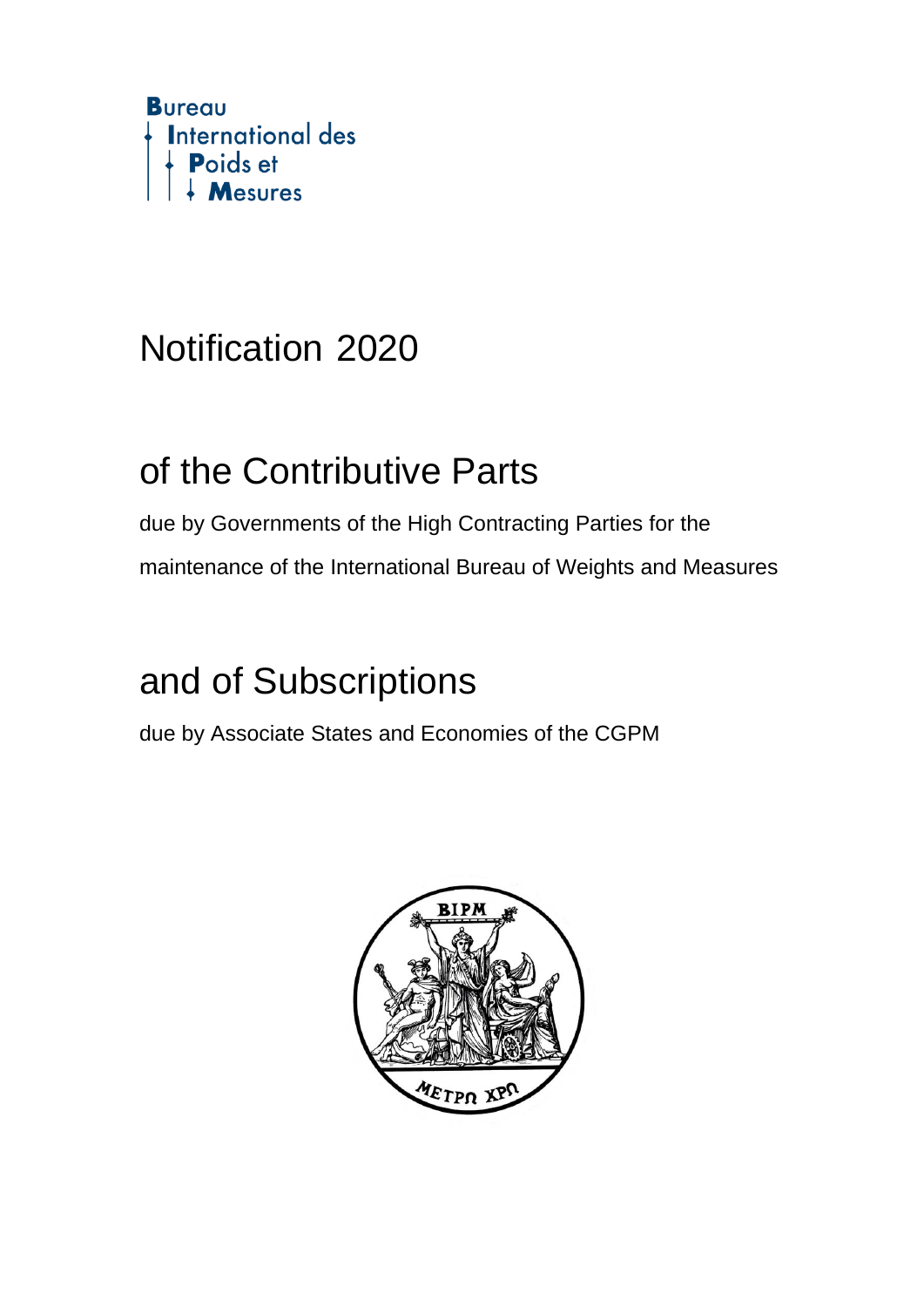Bureau
International des
Poids et
Mesures

# Notification 2020

# of the Contributive Parts

due by Governments of the High Contracting Parties for the maintenance of the International Bureau of Weights and Measures

# and of Subscriptions

due by Associate States and Economies of the CGPM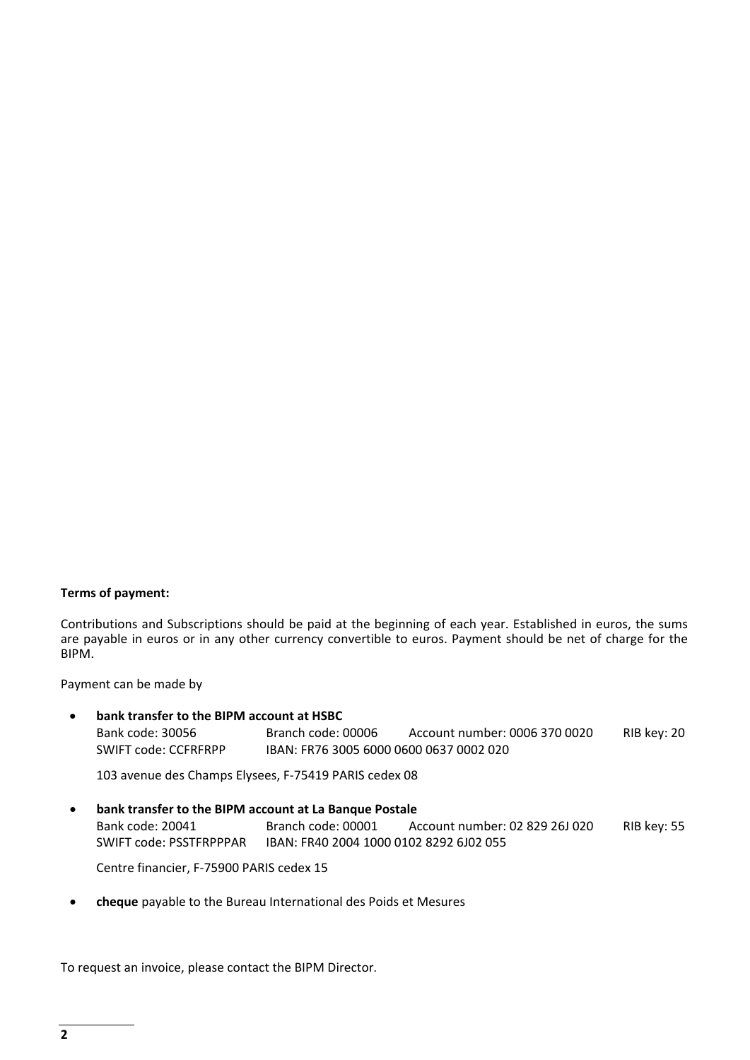**Terms of payment:**

Contributions and Subscriptions should be paid at the beginning of each year. Established in euros, the sums are payable in euros or in any other currency convertible to euros. Payment should be net of charge for the BIPM.

Payment can be made by

- **bank transfer to the BIPM account at HSBC**
  Bank code: 30056 Branch code: 00006 Account number: 0006 370 0020 RIB key: 20
  SWIFT code: CCFRFRPP IBAN: FR76 3005 6000 0600 0637 0002 020

  103 avenue des Champs Elysees, F-75419 PARIS cedex 08

- **bank transfer to the BIPM account at La Banque Postale**
  Bank code: 20041 Branch code: 00001 Account number: 02 829 26J 020 RIB key: 55
  SWIFT code: PSSTFRPPPAR IBAN: FR40 2004 1000 0102 8292 6J02 055

  Centre financier, F-75900 PARIS cedex 15

- **cheque** payable to the Bureau International des Poids et Mesures

To request an invoice, please contact the BIPM Director.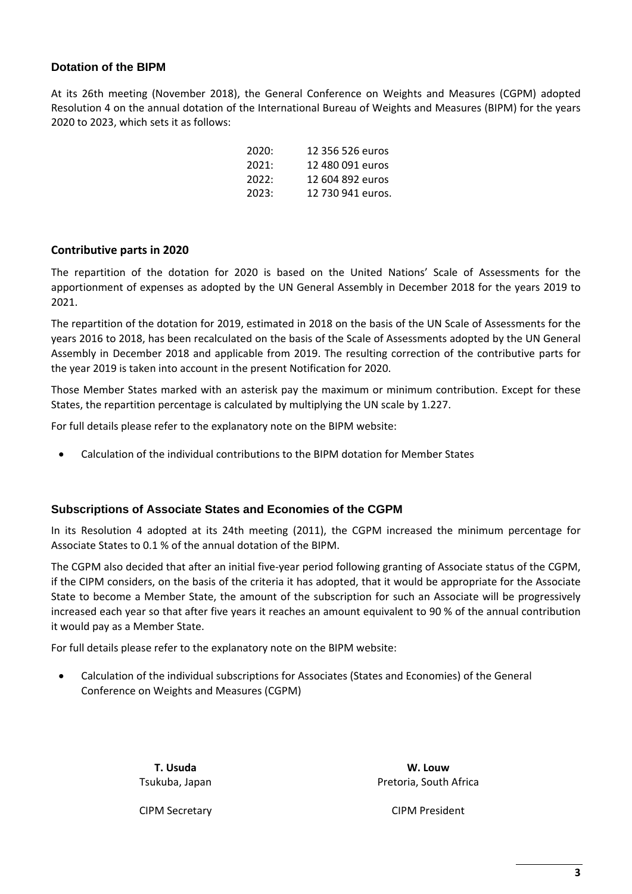## Dotation of the BIPM

At its 26th meeting (November 2018), the General Conference on Weights and Measures (CGPM) adopted Resolution 4 on the annual dotation of the International Bureau of Weights and Measures (BIPM) for the years 2020 to 2023, which sets it as follows:

| | |
|---|---|
| 2020: | 12 356 526 euros |
| 2021: | 12 480 091 euros |
| 2022: | 12 604 892 euros |
| 2023: | 12 730 941 euros. |

## Contributive parts in 2020

The repartition of the dotation for 2020 is based on the United Nations' Scale of Assessments for the apportionment of expenses as adopted by the UN General Assembly in December 2018 for the years 2019 to 2021.

The repartition of the dotation for 2019, estimated in 2018 on the basis of the UN Scale of Assessments for the years 2016 to 2018, has been recalculated on the basis of the Scale of Assessments adopted by the UN General Assembly in December 2018 and applicable from 2019. The resulting correction of the contributive parts for the year 2019 is taken into account in the present Notification for 2020.

Those Member States marked with an asterisk pay the maximum or minimum contribution. Except for these States, the repartition percentage is calculated by multiplying the UN scale by 1.227.

For full details please refer to the explanatory note on the BIPM website:

- Calculation of the individual contributions to the BIPM dotation for Member States

## Subscriptions of Associate States and Economies of the CGPM

In its Resolution 4 adopted at its 24th meeting (2011), the CGPM increased the minimum percentage for Associate States to 0.1 % of the annual dotation of the BIPM.

The CGPM also decided that after an initial five-year period following granting of Associate status of the CGPM, if the CIPM considers, on the basis of the criteria it has adopted, that it would be appropriate for the Associate State to become a Member State, the amount of the subscription for such an Associate will be progressively increased each year so that after five years it reaches an amount equivalent to 90 % of the annual contribution it would pay as a Member State.

For full details please refer to the explanatory note on the BIPM website:

- Calculation of the individual subscriptions for Associates (States and Economies) of the General Conference on Weights and Measures (CGPM)

**T. Usuda**
Tsukuba, Japan

CIPM Secretary

**W. Louw**
Pretoria, South Africa

CIPM President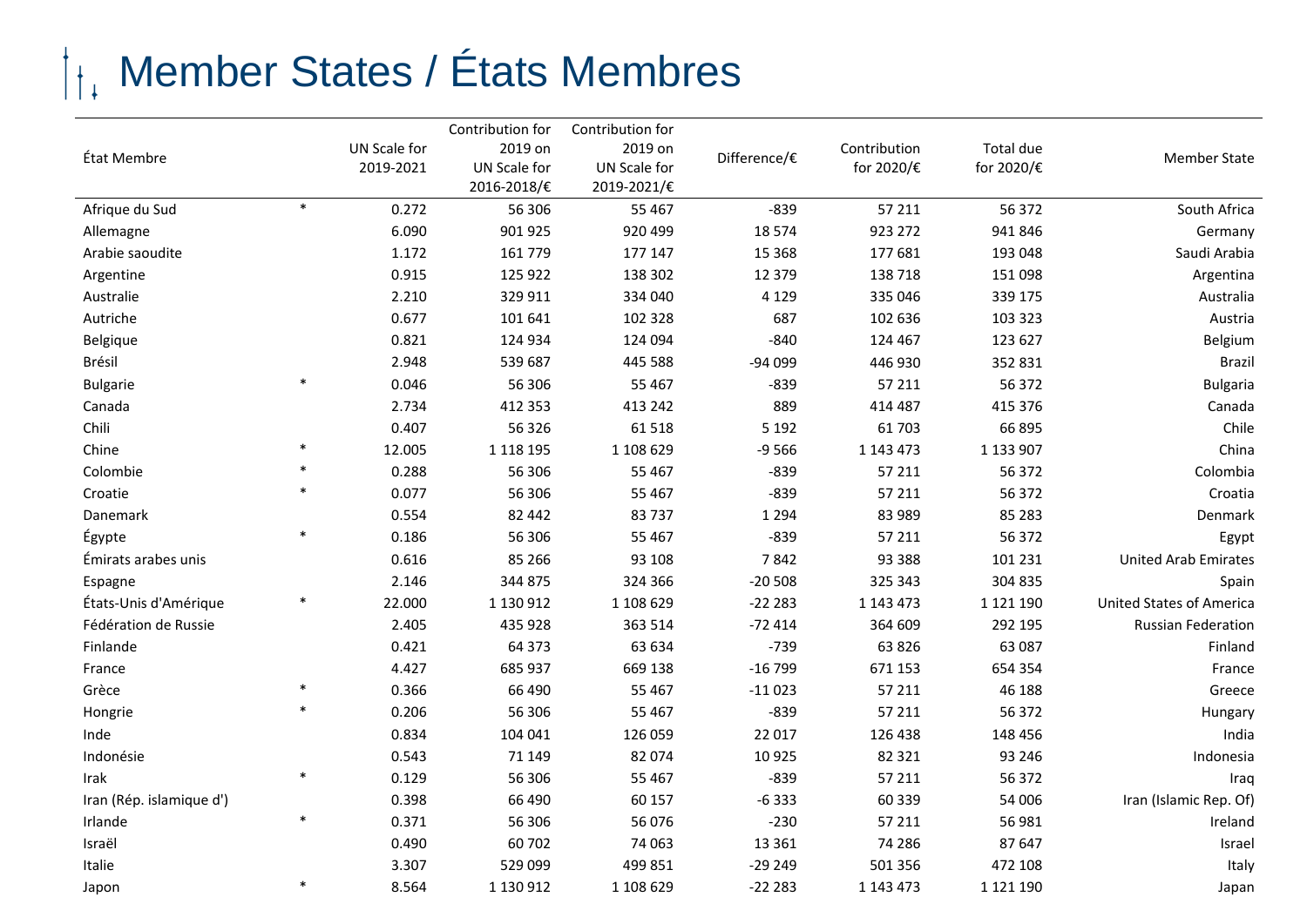# Member States / États Membres

| État Membre | | UN Scale for 2019-2021 | Contribution for 2019 on UN Scale for 2016-2018/€ | Contribution for 2019 on UN Scale for 2019-2021/€ | Difference/€ | Contribution for 2020/€ | Total due for 2020/€ | Member State |
|---|---|---|---|---|---|---|---|---|
| Afrique du Sud | * | 0.272 | 56 306 | 55 467 | -839 | 57 211 | 56 372 | South Africa |
| Allemagne | | 6.090 | 901 925 | 920 499 | 18 574 | 923 272 | 941 846 | Germany |
| Arabie saoudite | | 1.172 | 161 779 | 177 147 | 15 368 | 177 681 | 193 048 | Saudi Arabia |
| Argentine | | 0.915 | 125 922 | 138 302 | 12 379 | 138 718 | 151 098 | Argentina |
| Australie | | 2.210 | 329 911 | 334 040 | 4 129 | 335 046 | 339 175 | Australia |
| Autriche | | 0.677 | 101 641 | 102 328 | 687 | 102 636 | 103 323 | Austria |
| Belgique | | 0.821 | 124 934 | 124 094 | -840 | 124 467 | 123 627 | Belgium |
| Brésil | | 2.948 | 539 687 | 445 588 | -94 099 | 446 930 | 352 831 | Brazil |
| Bulgarie | * | 0.046 | 56 306 | 55 467 | -839 | 57 211 | 56 372 | Bulgaria |
| Canada | | 2.734 | 412 353 | 413 242 | 889 | 414 487 | 415 376 | Canada |
| Chili | | 0.407 | 56 326 | 61 518 | 5 192 | 61 703 | 66 895 | Chile |
| Chine | * | 12.005 | 1 118 195 | 1 108 629 | -9 566 | 1 143 473 | 1 133 907 | China |
| Colombie | * | 0.288 | 56 306 | 55 467 | -839 | 57 211 | 56 372 | Colombia |
| Croatie | * | 0.077 | 56 306 | 55 467 | -839 | 57 211 | 56 372 | Croatia |
| Danemark | | 0.554 | 82 442 | 83 737 | 1 294 | 83 989 | 85 283 | Denmark |
| Égypte | * | 0.186 | 56 306 | 55 467 | -839 | 57 211 | 56 372 | Egypt |
| Émirats arabes unis | | 0.616 | 85 266 | 93 108 | 7 842 | 93 388 | 101 231 | United Arab Emirates |
| Espagne | | 2.146 | 344 875 | 324 366 | -20 508 | 325 343 | 304 835 | Spain |
| États-Unis d'Amérique | * | 22.000 | 1 130 912 | 1 108 629 | -22 283 | 1 143 473 | 1 121 190 | United States of America |
| Fédération de Russie | | 2.405 | 435 928 | 363 514 | -72 414 | 364 609 | 292 195 | Russian Federation |
| Finlande | | 0.421 | 64 373 | 63 634 | -739 | 63 826 | 63 087 | Finland |
| France | | 4.427 | 685 937 | 669 138 | -16 799 | 671 153 | 654 354 | France |
| Grèce | * | 0.366 | 66 490 | 55 467 | -11 023 | 57 211 | 46 188 | Greece |
| Hongrie | * | 0.206 | 56 306 | 55 467 | -839 | 57 211 | 56 372 | Hungary |
| Inde | | 0.834 | 104 041 | 126 059 | 22 017 | 126 438 | 148 456 | India |
| Indonésie | | 0.543 | 71 149 | 82 074 | 10 925 | 82 321 | 93 246 | Indonesia |
| Irak | * | 0.129 | 56 306 | 55 467 | -839 | 57 211 | 56 372 | Iraq |
| Iran (Rép. islamique d') | | 0.398 | 66 490 | 60 157 | -6 333 | 60 339 | 54 006 | Iran (Islamic Rep. Of) |
| Irlande | * | 0.371 | 56 306 | 56 076 | -230 | 57 211 | 56 981 | Ireland |
| Israël | | 0.490 | 60 702 | 74 063 | 13 361 | 74 286 | 87 647 | Israel |
| Italie | | 3.307 | 529 099 | 499 851 | -29 249 | 501 356 | 472 108 | Italy |
| Japon | * | 8.564 | 1 130 912 | 1 108 629 | -22 283 | 1 143 473 | 1 121 190 | Japan |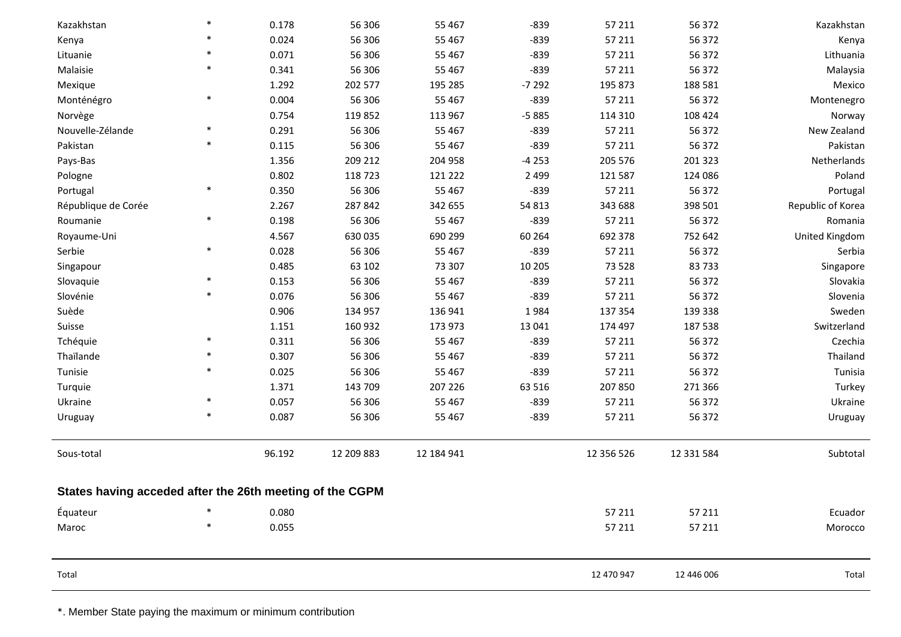| | | | | | | | | |
|---|---|---|---|---|---|---|---|---|
| Kazakhstan | * | 0.178 | 56 306 | 55 467 | -839 | 57 211 | 56 372 | Kazakhstan |
| Kenya | * | 0.024 | 56 306 | 55 467 | -839 | 57 211 | 56 372 | Kenya |
| Lituanie | * | 0.071 | 56 306 | 55 467 | -839 | 57 211 | 56 372 | Lithuania |
| Malaisie | * | 0.341 | 56 306 | 55 467 | -839 | 57 211 | 56 372 | Malaysia |
| Mexique | | 1.292 | 202 577 | 195 285 | -7 292 | 195 873 | 188 581 | Mexico |
| Monténégro | * | 0.004 | 56 306 | 55 467 | -839 | 57 211 | 56 372 | Montenegro |
| Norvège | | 0.754 | 119 852 | 113 967 | -5 885 | 114 310 | 108 424 | Norway |
| Nouvelle-Zélande | * | 0.291 | 56 306 | 55 467 | -839 | 57 211 | 56 372 | New Zealand |
| Pakistan | * | 0.115 | 56 306 | 55 467 | -839 | 57 211 | 56 372 | Pakistan |
| Pays-Bas | | 1.356 | 209 212 | 204 958 | -4 253 | 205 576 | 201 323 | Netherlands |
| Pologne | | 0.802 | 118 723 | 121 222 | 2 499 | 121 587 | 124 086 | Poland |
| Portugal | * | 0.350 | 56 306 | 55 467 | -839 | 57 211 | 56 372 | Portugal |
| République de Corée | | 2.267 | 287 842 | 342 655 | 54 813 | 343 688 | 398 501 | Republic of Korea |
| Roumanie | * | 0.198 | 56 306 | 55 467 | -839 | 57 211 | 56 372 | Romania |
| Royaume-Uni | | 4.567 | 630 035 | 690 299 | 60 264 | 692 378 | 752 642 | United Kingdom |
| Serbie | * | 0.028 | 56 306 | 55 467 | -839 | 57 211 | 56 372 | Serbia |
| Singapour | | 0.485 | 63 102 | 73 307 | 10 205 | 73 528 | 83 733 | Singapore |
| Slovaquie | * | 0.153 | 56 306 | 55 467 | -839 | 57 211 | 56 372 | Slovakia |
| Slovénie | * | 0.076 | 56 306 | 55 467 | -839 | 57 211 | 56 372 | Slovenia |
| Suède | | 0.906 | 134 957 | 136 941 | 1 984 | 137 354 | 139 338 | Sweden |
| Suisse | | 1.151 | 160 932 | 173 973 | 13 041 | 174 497 | 187 538 | Switzerland |
| Tchéquie | * | 0.311 | 56 306 | 55 467 | -839 | 57 211 | 56 372 | Czechia |
| Thaïlande | * | 0.307 | 56 306 | 55 467 | -839 | 57 211 | 56 372 | Thailand |
| Tunisie | * | 0.025 | 56 306 | 55 467 | -839 | 57 211 | 56 372 | Tunisia |
| Turquie | | 1.371 | 143 709 | 207 226 | 63 516 | 207 850 | 271 366 | Turkey |
| Ukraine | * | 0.057 | 56 306 | 55 467 | -839 | 57 211 | 56 372 | Ukraine |
| Uruguay | * | 0.087 | 56 306 | 55 467 | -839 | 57 211 | 56 372 | Uruguay |
| Sous-total | | 96.192 | 12 209 883 | 12 184 941 | | 12 356 526 | 12 331 584 | Subtotal |
| **States having acceded after the 26th meeting of the CGPM** | | | | | | | | |
| Équateur | * | 0.080 | | | | 57 211 | 57 211 | Ecuador |
| Maroc | * | 0.055 | | | | 57 211 | 57 211 | Morocco |
| Total | | | | | | 12 470 947 | 12 446 006 | Total |

*. Member State paying the maximum or minimum contribution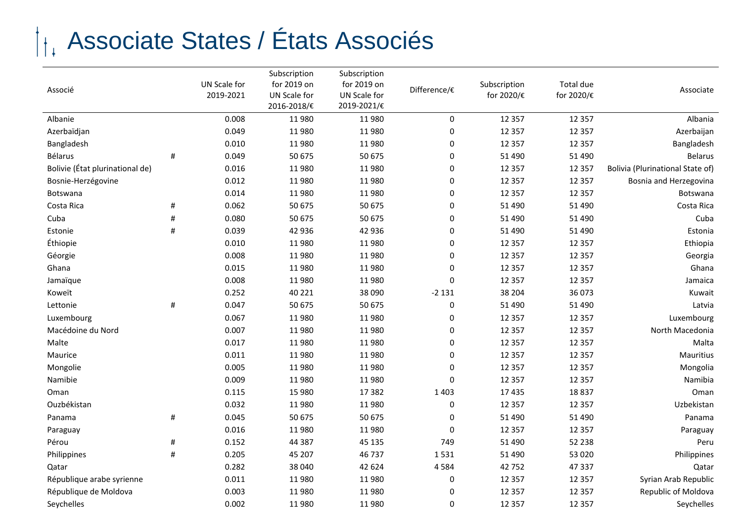# Associate States / États Associés

| Associé | | UN Scale for 2019-2021 | Subscription for 2019 on UN Scale for 2016-2018/€ | Subscription for 2019 on UN Scale for 2019-2021/€ | Difference/€ | Subscription for 2020/€ | Total due for 2020/€ | Associate |
|---|---|---|---|---|---|---|---|---|
| Albanie | | 0.008 | 11 980 | 11 980 | 0 | 12 357 | 12 357 | Albania |
| Azerbaïdjan | | 0.049 | 11 980 | 11 980 | 0 | 12 357 | 12 357 | Azerbaijan |
| Bangladesh | | 0.010 | 11 980 | 11 980 | 0 | 12 357 | 12 357 | Bangladesh |
| Bélarus | # | 0.049 | 50 675 | 50 675 | 0 | 51 490 | 51 490 | Belarus |
| Bolivie (État plurinational de) | | 0.016 | 11 980 | 11 980 | 0 | 12 357 | 12 357 | Bolivia (Plurinational State of) |
| Bosnie-Herzégovine | | 0.012 | 11 980 | 11 980 | 0 | 12 357 | 12 357 | Bosnia and Herzegovina |
| Botswana | | 0.014 | 11 980 | 11 980 | 0 | 12 357 | 12 357 | Botswana |
| Costa Rica | # | 0.062 | 50 675 | 50 675 | 0 | 51 490 | 51 490 | Costa Rica |
| Cuba | # | 0.080 | 50 675 | 50 675 | 0 | 51 490 | 51 490 | Cuba |
| Estonie | # | 0.039 | 42 936 | 42 936 | 0 | 51 490 | 51 490 | Estonia |
| Éthiopie | | 0.010 | 11 980 | 11 980 | 0 | 12 357 | 12 357 | Ethiopia |
| Géorgie | | 0.008 | 11 980 | 11 980 | 0 | 12 357 | 12 357 | Georgia |
| Ghana | | 0.015 | 11 980 | 11 980 | 0 | 12 357 | 12 357 | Ghana |
| Jamaïque | | 0.008 | 11 980 | 11 980 | 0 | 12 357 | 12 357 | Jamaica |
| Koweït | | 0.252 | 40 221 | 38 090 | -2 131 | 38 204 | 36 073 | Kuwait |
| Lettonie | # | 0.047 | 50 675 | 50 675 | 0 | 51 490 | 51 490 | Latvia |
| Luxembourg | | 0.067 | 11 980 | 11 980 | 0 | 12 357 | 12 357 | Luxembourg |
| Macédoine du Nord | | 0.007 | 11 980 | 11 980 | 0 | 12 357 | 12 357 | North Macedonia |
| Malte | | 0.017 | 11 980 | 11 980 | 0 | 12 357 | 12 357 | Malta |
| Maurice | | 0.011 | 11 980 | 11 980 | 0 | 12 357 | 12 357 | Mauritius |
| Mongolie | | 0.005 | 11 980 | 11 980 | 0 | 12 357 | 12 357 | Mongolia |
| Namibie | | 0.009 | 11 980 | 11 980 | 0 | 12 357 | 12 357 | Namibia |
| Oman | | 0.115 | 15 980 | 17 382 | 1 403 | 17 435 | 18 837 | Oman |
| Ouzbékistan | | 0.032 | 11 980 | 11 980 | 0 | 12 357 | 12 357 | Uzbekistan |
| Panama | # | 0.045 | 50 675 | 50 675 | 0 | 51 490 | 51 490 | Panama |
| Paraguay | | 0.016 | 11 980 | 11 980 | 0 | 12 357 | 12 357 | Paraguay |
| Pérou | # | 0.152 | 44 387 | 45 135 | 749 | 51 490 | 52 238 | Peru |
| Philippines | # | 0.205 | 45 207 | 46 737 | 1 531 | 51 490 | 53 020 | Philippines |
| Qatar | | 0.282 | 38 040 | 42 624 | 4 584 | 42 752 | 47 337 | Qatar |
| République arabe syrienne | | 0.011 | 11 980 | 11 980 | 0 | 12 357 | 12 357 | Syrian Arab Republic |
| République de Moldova | | 0.003 | 11 980 | 11 980 | 0 | 12 357 | 12 357 | Republic of Moldova |
| Seychelles | | 0.002 | 11 980 | 11 980 | 0 | 12 357 | 12 357 | Seychelles |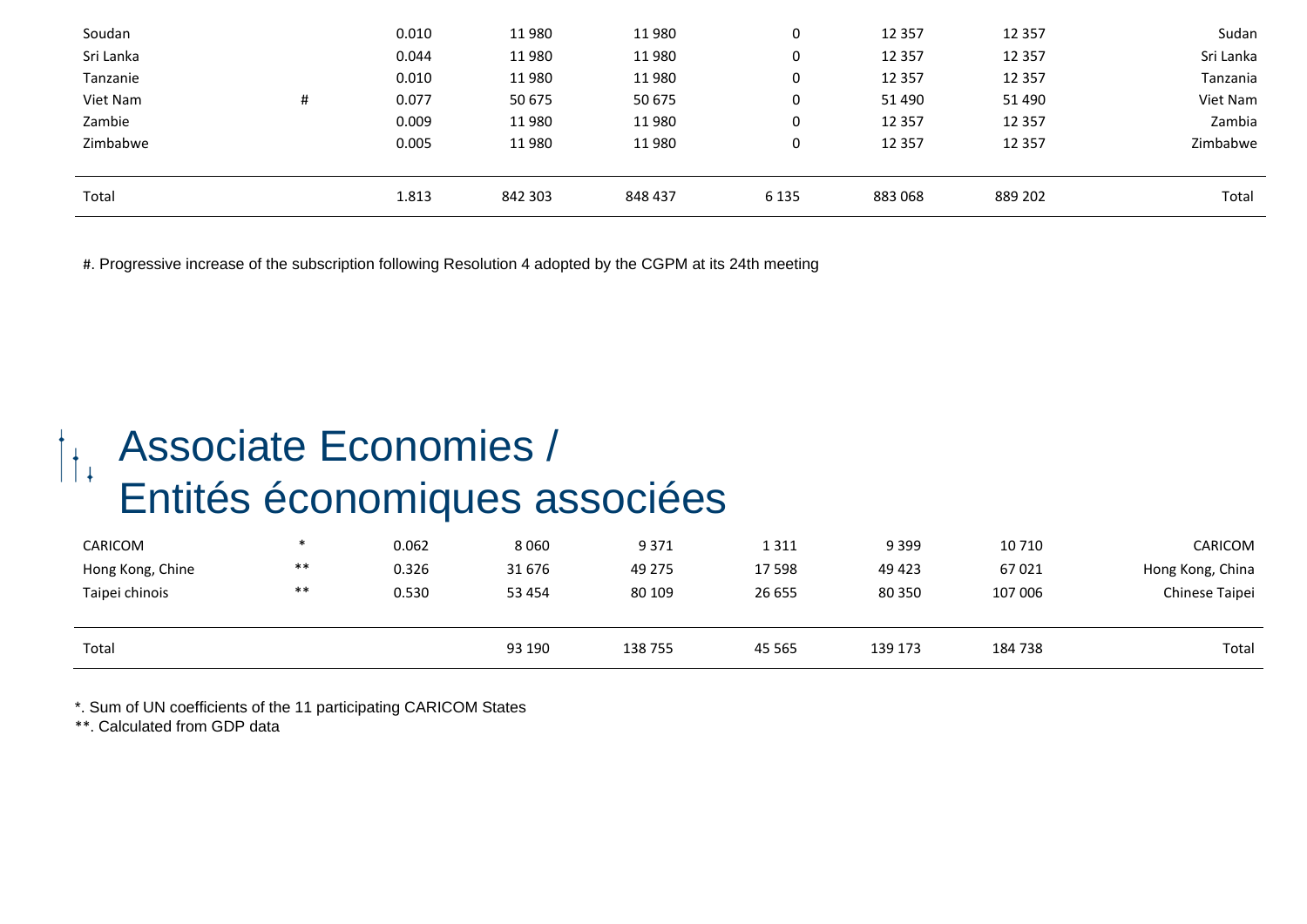| | | | | | | | | |
|---|---|---|---|---|---|---|---|---|
| Soudan | | 0.010 | 11 980 | 11 980 | 0 | 12 357 | 12 357 | Sudan |
| Sri Lanka | | 0.044 | 11 980 | 11 980 | 0 | 12 357 | 12 357 | Sri Lanka |
| Tanzanie | | 0.010 | 11 980 | 11 980 | 0 | 12 357 | 12 357 | Tanzania |
| Viet Nam | # | 0.077 | 50 675 | 50 675 | 0 | 51 490 | 51 490 | Viet Nam |
| Zambie | | 0.009 | 11 980 | 11 980 | 0 | 12 357 | 12 357 | Zambia |
| Zimbabwe | | 0.005 | 11 980 | 11 980 | 0 | 12 357 | 12 357 | Zimbabwe |
| Total | | 1.813 | 842 303 | 848 437 | 6 135 | 883 068 | 889 202 | Total |

#. Progressive increase of the subscription following Resolution 4 adopted by the CGPM at its 24th meeting

# Associate Economies / Entités économiques associées

| | | | | | | | | |
|---|---|---|---|---|---|---|---|---|
| CARICOM | * | 0.062 | 8 060 | 9 371 | 1 311 | 9 399 | 10 710 | CARICOM |
| Hong Kong, Chine | ** | 0.326 | 31 676 | 49 275 | 17 598 | 49 423 | 67 021 | Hong Kong, China |
| Taipei chinois | ** | 0.530 | 53 454 | 80 109 | 26 655 | 80 350 | 107 006 | Chinese Taipei |
| Total | | | 93 190 | 138 755 | 45 565 | 139 173 | 184 738 | Total |

*. Sum of UN coefficients of the 11 participating CARICOM States

**. Calculated from GDP data